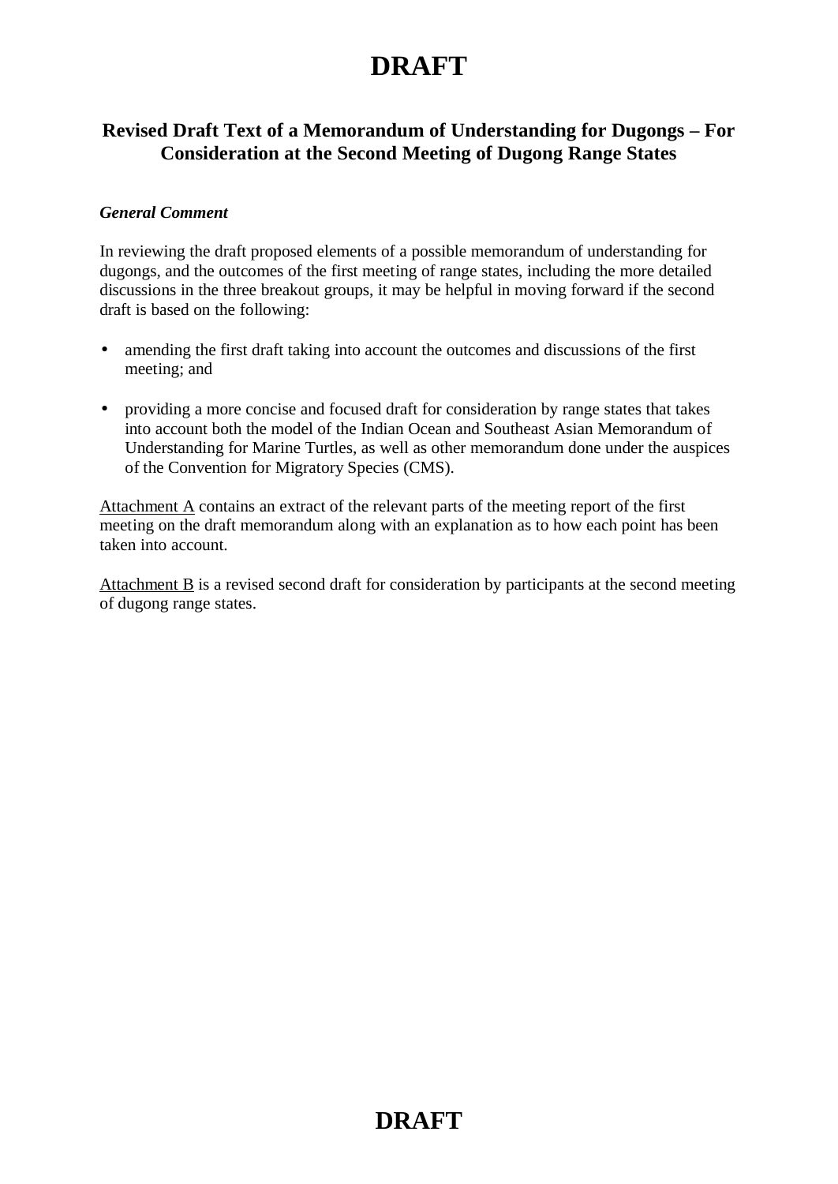# DRAFT

## Revised Draft Text of a Memorandum of Understanding for Dugongs – For Consideration at the Second Meeting of Dugong Range States

***General Comment***

In reviewing the draft proposed elements of a possible memorandum of understanding for dugongs, and the outcomes of the first meeting of range states, including the more detailed discussions in the three breakout groups, it may be helpful in moving forward if the second draft is based on the following:

- amending the first draft taking into account the outcomes and discussions of the first meeting; and
- providing a more concise and focused draft for consideration by range states that takes into account both the model of the Indian Ocean and Southeast Asian Memorandum of Understanding for Marine Turtles, as well as other memorandum done under the auspices of the Convention for Migratory Species (CMS).

Attachment A contains an extract of the relevant parts of the meeting report of the first meeting on the draft memorandum along with an explanation as to how each point has been taken into account.

Attachment B is a revised second draft for consideration by participants at the second meeting of dugong range states.

# DRAFT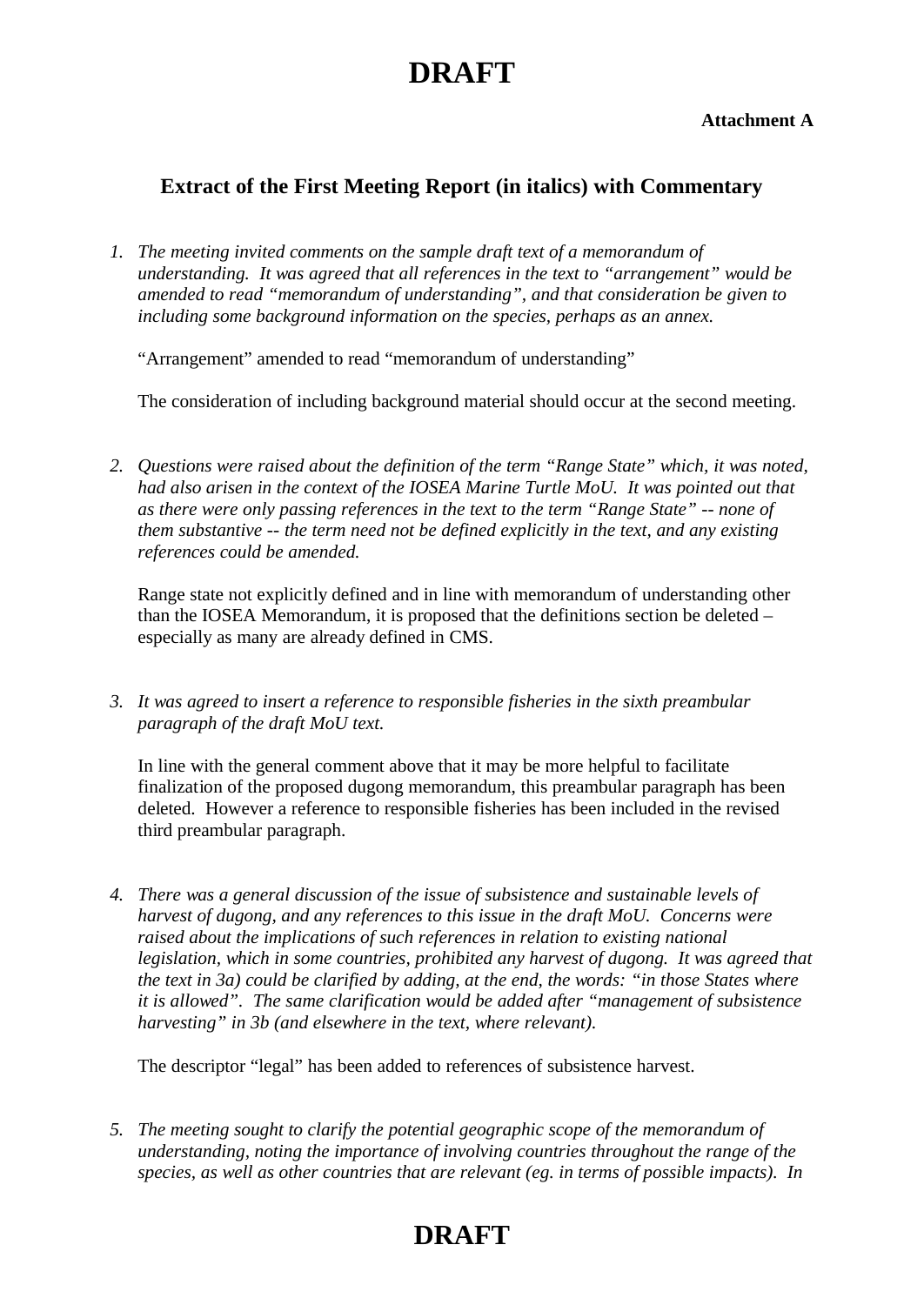**Attachment A**

## Extract of the First Meeting Report (in italics) with Commentary

1. *The meeting invited comments on the sample draft text of a memorandum of understanding. It was agreed that all references in the text to "arrangement" would be amended to read "memorandum of understanding", and that consideration be given to including some background information on the species, perhaps as an annex.*

   "Arrangement" amended to read "memorandum of understanding"

   The consideration of including background material should occur at the second meeting.

2. *Questions were raised about the definition of the term "Range State" which, it was noted, had also arisen in the context of the IOSEA Marine Turtle MoU. It was pointed out that as there were only passing references in the text to the term "Range State" -- none of them substantive -- the term need not be defined explicitly in the text, and any existing references could be amended.*

   Range state not explicitly defined and in line with memorandum of understanding other than the IOSEA Memorandum, it is proposed that the definitions section be deleted – especially as many are already defined in CMS.

3. *It was agreed to insert a reference to responsible fisheries in the sixth preambular paragraph of the draft MoU text.*

   In line with the general comment above that it may be more helpful to facilitate finalization of the proposed dugong memorandum, this preambular paragraph has been deleted. However a reference to responsible fisheries has been included in the revised third preambular paragraph.

4. *There was a general discussion of the issue of subsistence and sustainable levels of harvest of dugong, and any references to this issue in the draft MoU. Concerns were raised about the implications of such references in relation to existing national legislation, which in some countries, prohibited any harvest of dugong. It was agreed that the text in 3a) could be clarified by adding, at the end, the words: "in those States where it is allowed". The same clarification would be added after "management of subsistence harvesting" in 3b (and elsewhere in the text, where relevant).*

   The descriptor "legal" has been added to references of subsistence harvest.

5. *The meeting sought to clarify the potential geographic scope of the memorandum of understanding, noting the importance of involving countries throughout the range of the species, as well as other countries that are relevant (eg. in terms of possible impacts). In*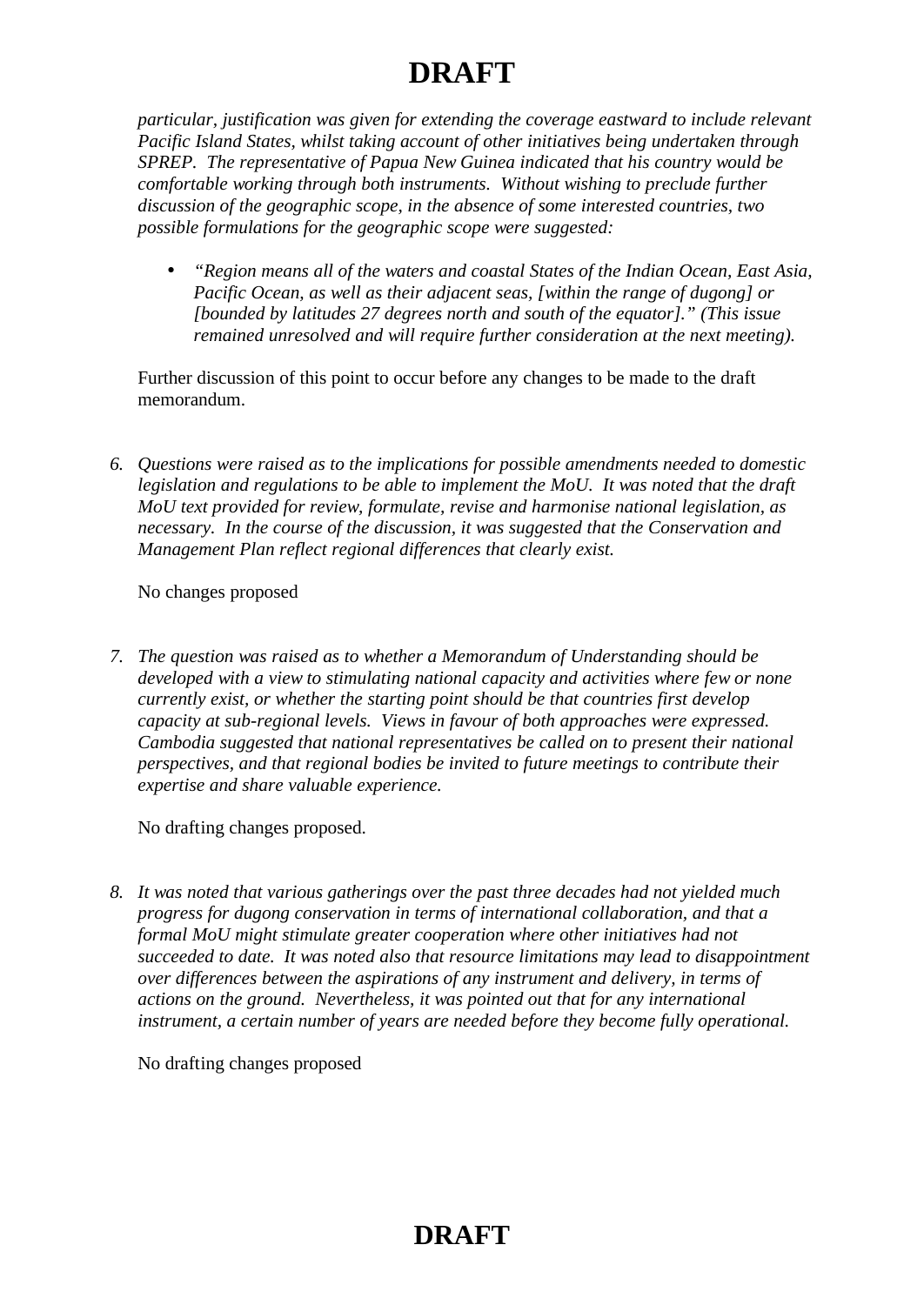*particular, justification was given for extending the coverage eastward to include relevant Pacific Island States, whilst taking account of other initiatives being undertaken through SPREP. The representative of Papua New Guinea indicated that his country would be comfortable working through both instruments. Without wishing to preclude further discussion of the geographic scope, in the absence of some interested countries, two possible formulations for the geographic scope were suggested:*

- *"Region means all of the waters and coastal States of the Indian Ocean, East Asia, Pacific Ocean, as well as their adjacent seas, [within the range of dugong] or [bounded by latitudes 27 degrees north and south of the equator]." (This issue remained unresolved and will require further consideration at the next meeting).*

Further discussion of this point to occur before any changes to be made to the draft memorandum.

6. *Questions were raised as to the implications for possible amendments needed to domestic legislation and regulations to be able to implement the MoU. It was noted that the draft MoU text provided for review, formulate, revise and harmonise national legislation, as necessary. In the course of the discussion, it was suggested that the Conservation and Management Plan reflect regional differences that clearly exist.*

   No changes proposed

7. *The question was raised as to whether a Memorandum of Understanding should be developed with a view to stimulating national capacity and activities where few or none currently exist, or whether the starting point should be that countries first develop capacity at sub-regional levels. Views in favour of both approaches were expressed. Cambodia suggested that national representatives be called on to present their national perspectives, and that regional bodies be invited to future meetings to contribute their expertise and share valuable experience.*

   No drafting changes proposed.

8. *It was noted that various gatherings over the past three decades had not yielded much progress for dugong conservation in terms of international collaboration, and that a formal MoU might stimulate greater cooperation where other initiatives had not succeeded to date. It was noted also that resource limitations may lead to disappointment over differences between the aspirations of any instrument and delivery, in terms of actions on the ground. Nevertheless, it was pointed out that for any international instrument, a certain number of years are needed before they become fully operational.*

   No drafting changes proposed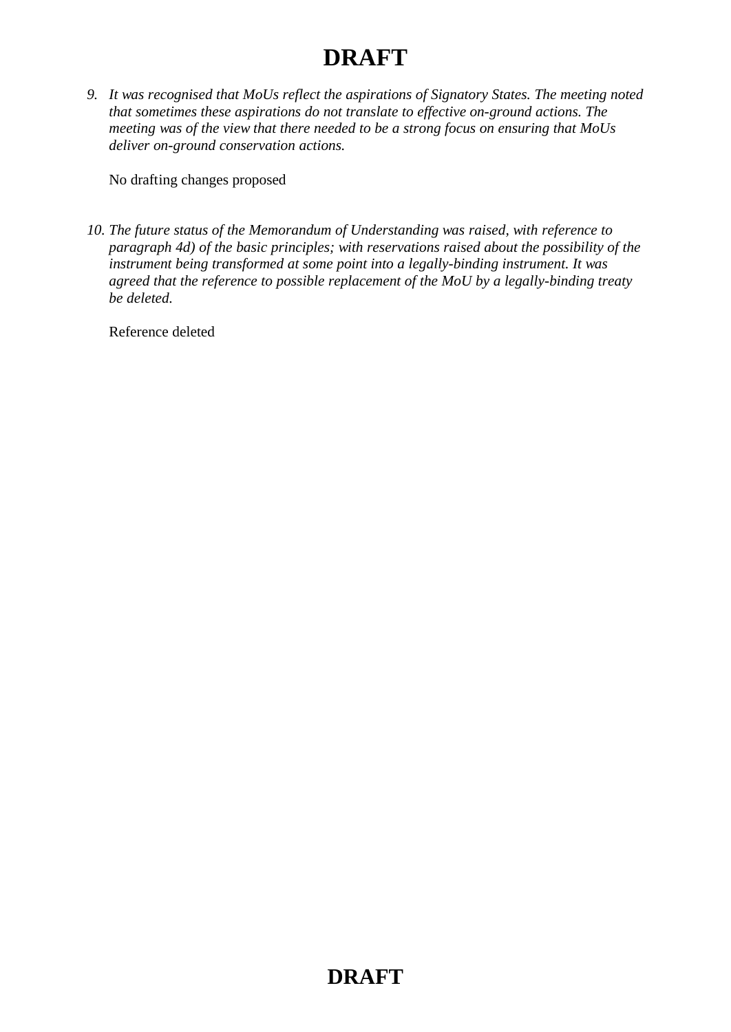9. *It was recognised that MoUs reflect the aspirations of Signatory States. The meeting noted that sometimes these aspirations do not translate to effective on-ground actions. The meeting was of the view that there needed to be a strong focus on ensuring that MoUs deliver on-ground conservation actions.*

   No drafting changes proposed

10. *The future status of the Memorandum of Understanding was raised, with reference to paragraph 4d) of the basic principles; with reservations raised about the possibility of the instrument being transformed at some point into a legally-binding instrument. It was agreed that the reference to possible replacement of the MoU by a legally-binding treaty be deleted.*

    Reference deleted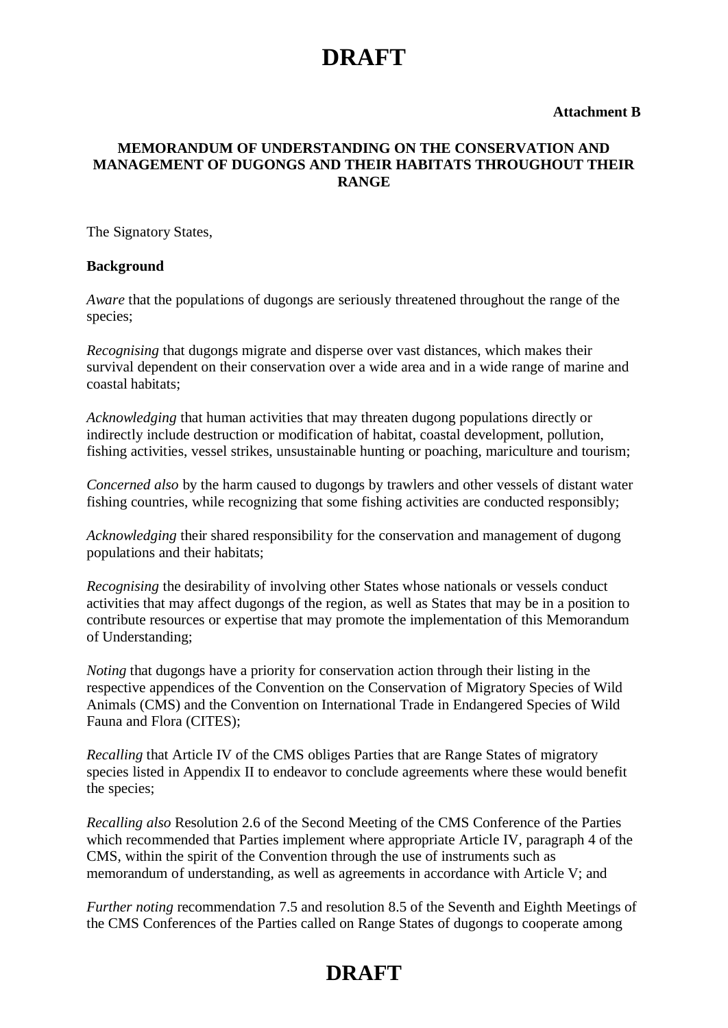**Attachment B**

**MEMORANDUM OF UNDERSTANDING ON THE CONSERVATION AND MANAGEMENT OF DUGONGS AND THEIR HABITATS THROUGHOUT THEIR RANGE**

The Signatory States,

**Background**

*Aware* that the populations of dugongs are seriously threatened throughout the range of the species;

*Recognising* that dugongs migrate and disperse over vast distances, which makes their survival dependent on their conservation over a wide area and in a wide range of marine and coastal habitats;

*Acknowledging* that human activities that may threaten dugong populations directly or indirectly include destruction or modification of habitat, coastal development, pollution, fishing activities, vessel strikes, unsustainable hunting or poaching, mariculture and tourism;

*Concerned also* by the harm caused to dugongs by trawlers and other vessels of distant water fishing countries, while recognizing that some fishing activities are conducted responsibly;

*Acknowledging* their shared responsibility for the conservation and management of dugong populations and their habitats;

*Recognising* the desirability of involving other States whose nationals or vessels conduct activities that may affect dugongs of the region, as well as States that may be in a position to contribute resources or expertise that may promote the implementation of this Memorandum of Understanding;

*Noting* that dugongs have a priority for conservation action through their listing in the respective appendices of the Convention on the Conservation of Migratory Species of Wild Animals (CMS) and the Convention on International Trade in Endangered Species of Wild Fauna and Flora (CITES);

*Recalling* that Article IV of the CMS obliges Parties that are Range States of migratory species listed in Appendix II to endeavor to conclude agreements where these would benefit the species;

*Recalling also* Resolution 2.6 of the Second Meeting of the CMS Conference of the Parties which recommended that Parties implement where appropriate Article IV, paragraph 4 of the CMS, within the spirit of the Convention through the use of instruments such as memorandum of understanding, as well as agreements in accordance with Article V; and

*Further noting* recommendation 7.5 and resolution 8.5 of the Seventh and Eighth Meetings of the CMS Conferences of the Parties called on Range States of dugongs to cooperate among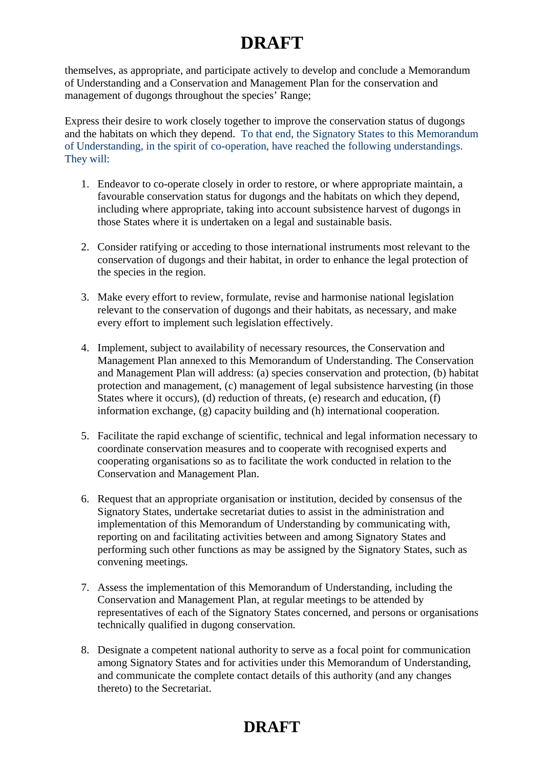themselves, as appropriate, and participate actively to develop and conclude a Memorandum of Understanding and a Conservation and Management Plan for the conservation and management of dugongs throughout the species' Range;

Express their desire to work closely together to improve the conservation status of dugongs and the habitats on which they depend. To that end, the Signatory States to this Memorandum of Understanding, in the spirit of co-operation, have reached the following understandings. They will:

1. Endeavor to co-operate closely in order to restore, or where appropriate maintain, a favourable conservation status for dugongs and the habitats on which they depend, including where appropriate, taking into account subsistence harvest of dugongs in those States where it is undertaken on a legal and sustainable basis.

2. Consider ratifying or acceding to those international instruments most relevant to the conservation of dugongs and their habitat, in order to enhance the legal protection of the species in the region.

3. Make every effort to review, formulate, revise and harmonise national legislation relevant to the conservation of dugongs and their habitats, as necessary, and make every effort to implement such legislation effectively.

4. Implement, subject to availability of necessary resources, the Conservation and Management Plan annexed to this Memorandum of Understanding. The Conservation and Management Plan will address: (a) species conservation and protection, (b) habitat protection and management, (c) management of legal subsistence harvesting (in those States where it occurs), (d) reduction of threats, (e) research and education, (f) information exchange, (g) capacity building and (h) international cooperation.

5. Facilitate the rapid exchange of scientific, technical and legal information necessary to coordinate conservation measures and to cooperate with recognised experts and cooperating organisations so as to facilitate the work conducted in relation to the Conservation and Management Plan.

6. Request that an appropriate organisation or institution, decided by consensus of the Signatory States, undertake secretariat duties to assist in the administration and implementation of this Memorandum of Understanding by communicating with, reporting on and facilitating activities between and among Signatory States and performing such other functions as may be assigned by the Signatory States, such as convening meetings.

7. Assess the implementation of this Memorandum of Understanding, including the Conservation and Management Plan, at regular meetings to be attended by representatives of each of the Signatory States concerned, and persons or organisations technically qualified in dugong conservation.

8. Designate a competent national authority to serve as a focal point for communication among Signatory States and for activities under this Memorandum of Understanding, and communicate the complete contact details of this authority (and any changes thereto) to the Secretariat.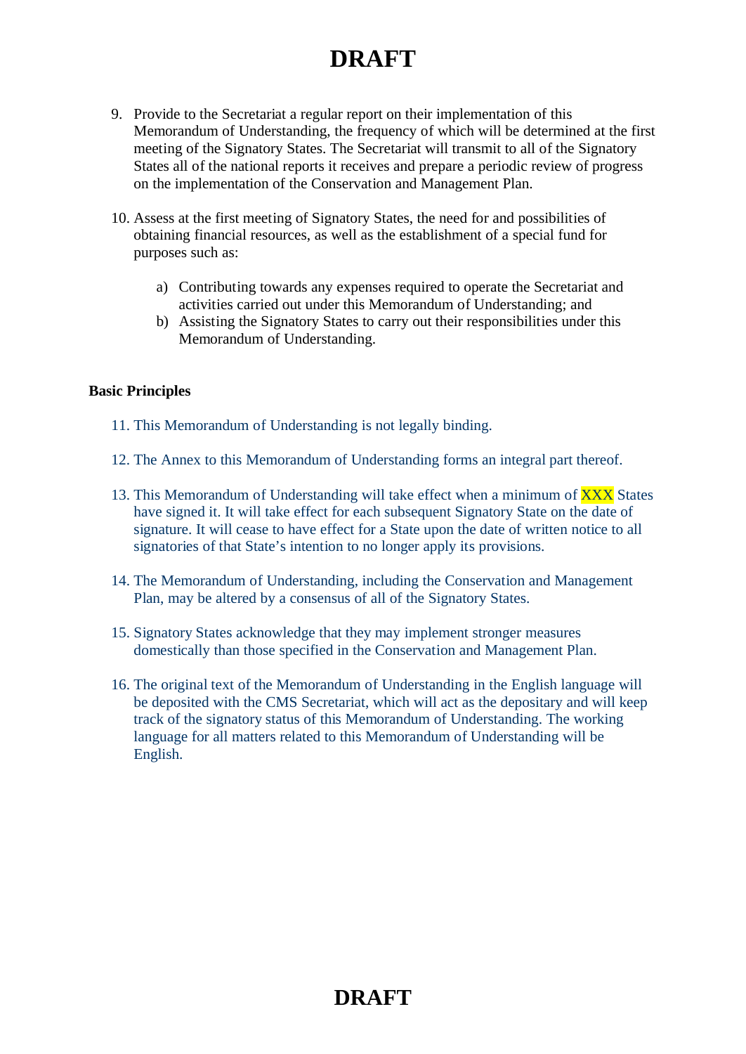9. Provide to the Secretariat a regular report on their implementation of this Memorandum of Understanding, the frequency of which will be determined at the first meeting of the Signatory States. The Secretariat will transmit to all of the Signatory States all of the national reports it receives and prepare a periodic review of progress on the implementation of the Conservation and Management Plan.

10. Assess at the first meeting of Signatory States, the need for and possibilities of obtaining financial resources, as well as the establishment of a special fund for purposes such as:

    a) Contributing towards any expenses required to operate the Secretariat and activities carried out under this Memorandum of Understanding; and
    b) Assisting the Signatory States to carry out their responsibilities under this Memorandum of Understanding.

**Basic Principles**

11. This Memorandum of Understanding is not legally binding.

12. The Annex to this Memorandum of Understanding forms an integral part thereof.

13. This Memorandum of Understanding will take effect when a minimum of XXX States have signed it. It will take effect for each subsequent Signatory State on the date of signature. It will cease to have effect for a State upon the date of written notice to all signatories of that State's intention to no longer apply its provisions.

14. The Memorandum of Understanding, including the Conservation and Management Plan, may be altered by a consensus of all of the Signatory States.

15. Signatory States acknowledge that they may implement stronger measures domestically than those specified in the Conservation and Management Plan.

16. The original text of the Memorandum of Understanding in the English language will be deposited with the CMS Secretariat, which will act as the depositary and will keep track of the signatory status of this Memorandum of Understanding. The working language for all matters related to this Memorandum of Understanding will be English.